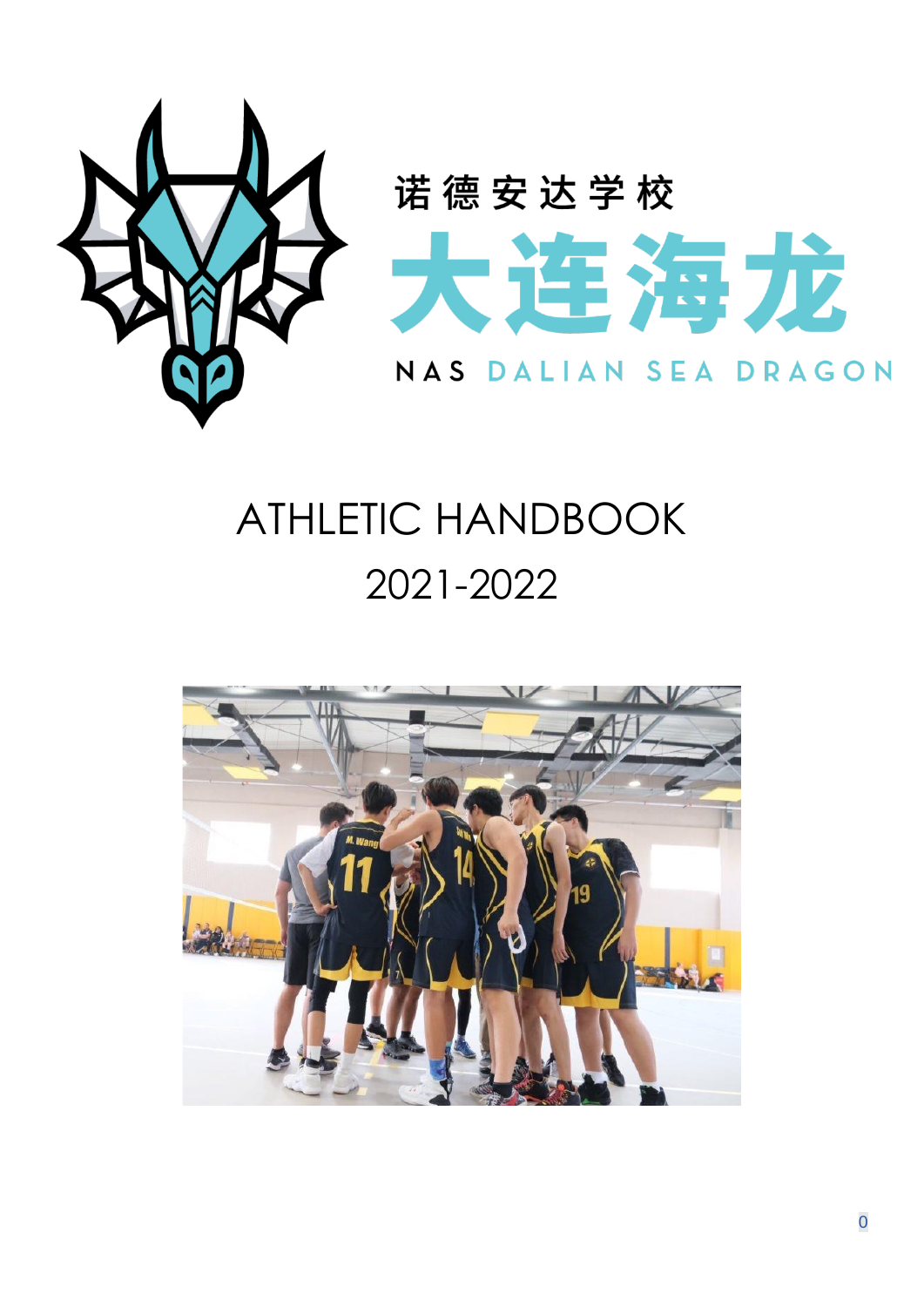诺德安达学校

大连海龙

NAS DALIAN SEA DRAGON

# ATHLETIC HANDBOOK

# 2021-2022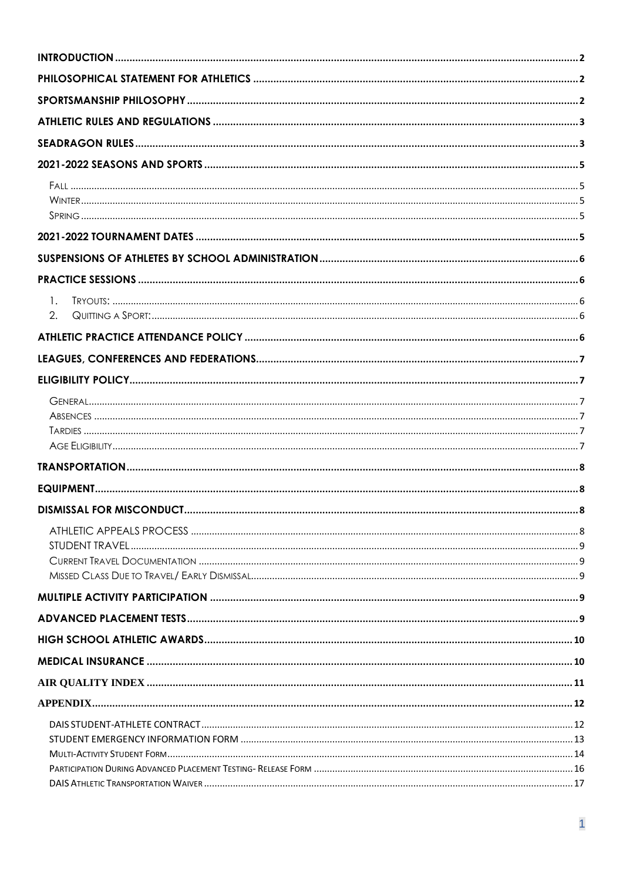| | |
|---|---|
| **INTRODUCTION** | **2** |
| **PHILOSOPHICAL STATEMENT FOR ATHLETICS** | **2** |
| **SPORTSMANSHIP PHILOSOPHY** | **2** |
| **ATHLETIC RULES AND REGULATIONS** | **3** |
| **SEADRAGON RULES** | **3** |
| **2021-2022 SEASONS AND SPORTS** | **5** |
| FALL | 5 |
| WINTER | 5 |
| SPRING | 5 |
| **2021-2022 TOURNAMENT DATES** | **5** |
| **SUSPENSIONS OF ATHLETES BY SCHOOL ADMINISTRATION** | **6** |
| **PRACTICE SESSIONS** | **6** |
| 1. TRYOUTS: | 6 |
| 2. QUITTING A SPORT: | 6 |
| **ATHLETIC PRACTICE ATTENDANCE POLICY** | **6** |
| **LEAGUES, CONFERENCES AND FEDERATIONS** | **7** |
| **ELIGIBILITY POLICY** | **7** |
| GENERAL | 7 |
| ABSENCES | 7 |
| TARDIES | 7 |
| AGE ELIGIBILITY | 7 |
| **TRANSPORTATION** | **8** |
| **EQUIPMENT** | **8** |
| **DISMISSAL FOR MISCONDUCT** | **8** |
| ATHLETIC APPEALS PROCESS | 8 |
| STUDENT TRAVEL | 9 |
| CURRENT TRAVEL DOCUMENTATION | 9 |
| MISSED CLASS DUE TO TRAVEL/ EARLY DISMISSAL | 9 |
| **MULTIPLE ACTIVITY PARTICIPATION** | **9** |
| **ADVANCED PLACEMENT TESTS** | **9** |
| **HIGH SCHOOL ATHLETIC AWARDS** | **10** |
| **MEDICAL INSURANCE** | **10** |
| **AIR QUALITY INDEX** | **11** |
| **APPENDIX** | **12** |
| DAIS STUDENT-ATHLETE CONTRACT | 12 |
| STUDENT EMERGENCY INFORMATION FORM | 13 |
| MULTI-ACTIVITY STUDENT FORM | 14 |
| PARTICIPATION DURING ADVANCED PLACEMENT TESTING- RELEASE FORM | 16 |
| DAIS ATHLETIC TRANSPORTATION WAIVER | 17 |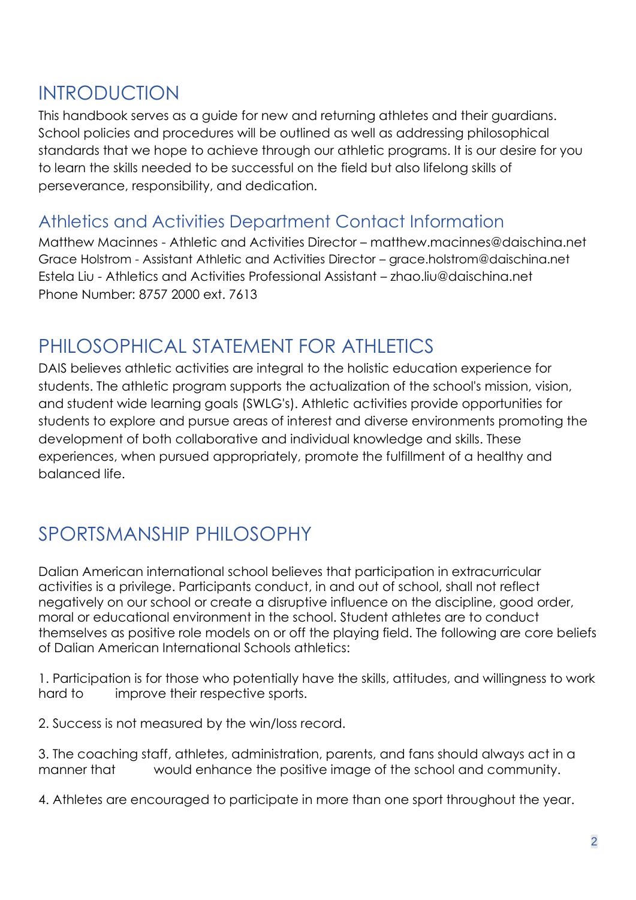# INTRODUCTION

This handbook serves as a guide for new and returning athletes and their guardians. School policies and procedures will be outlined as well as addressing philosophical standards that we hope to achieve through our athletic programs. It is our desire for you to learn the skills needed to be successful on the field but also lifelong skills of perseverance, responsibility, and dedication.

## Athletics and Activities Department Contact Information

Matthew Macinnes - Athletic and Activities Director – matthew.macinnes@daischina.net
Grace Holstrom - Assistant Athletic and Activities Director – grace.holstrom@daischina.net
Estela Liu - Athletics and Activities Professional Assistant – zhao.liu@daischina.net
Phone Number: 8757 2000 ext. 7613

# PHILOSOPHICAL STATEMENT FOR ATHLETICS

DAIS believes athletic activities are integral to the holistic education experience for students. The athletic program supports the actualization of the school's mission, vision, and student wide learning goals (SWLG's). Athletic activities provide opportunities for students to explore and pursue areas of interest and diverse environments promoting the development of both collaborative and individual knowledge and skills. These experiences, when pursued appropriately, promote the fulfillment of a healthy and balanced life.

# SPORTSMANSHIP PHILOSOPHY

Dalian American international school believes that participation in extracurricular activities is a privilege. Participants conduct, in and out of school, shall not reflect negatively on our school or create a disruptive influence on the discipline, good order, moral or educational environment in the school. Student athletes are to conduct themselves as positive role models on or off the playing field. The following are core beliefs of Dalian American International Schools athletics:

1. Participation is for those who potentially have the skills, attitudes, and willingness to work hard to improve their respective sports.

2. Success is not measured by the win/loss record.

3. The coaching staff, athletes, administration, parents, and fans should always act in a manner that would enhance the positive image of the school and community.

4. Athletes are encouraged to participate in more than one sport throughout the year.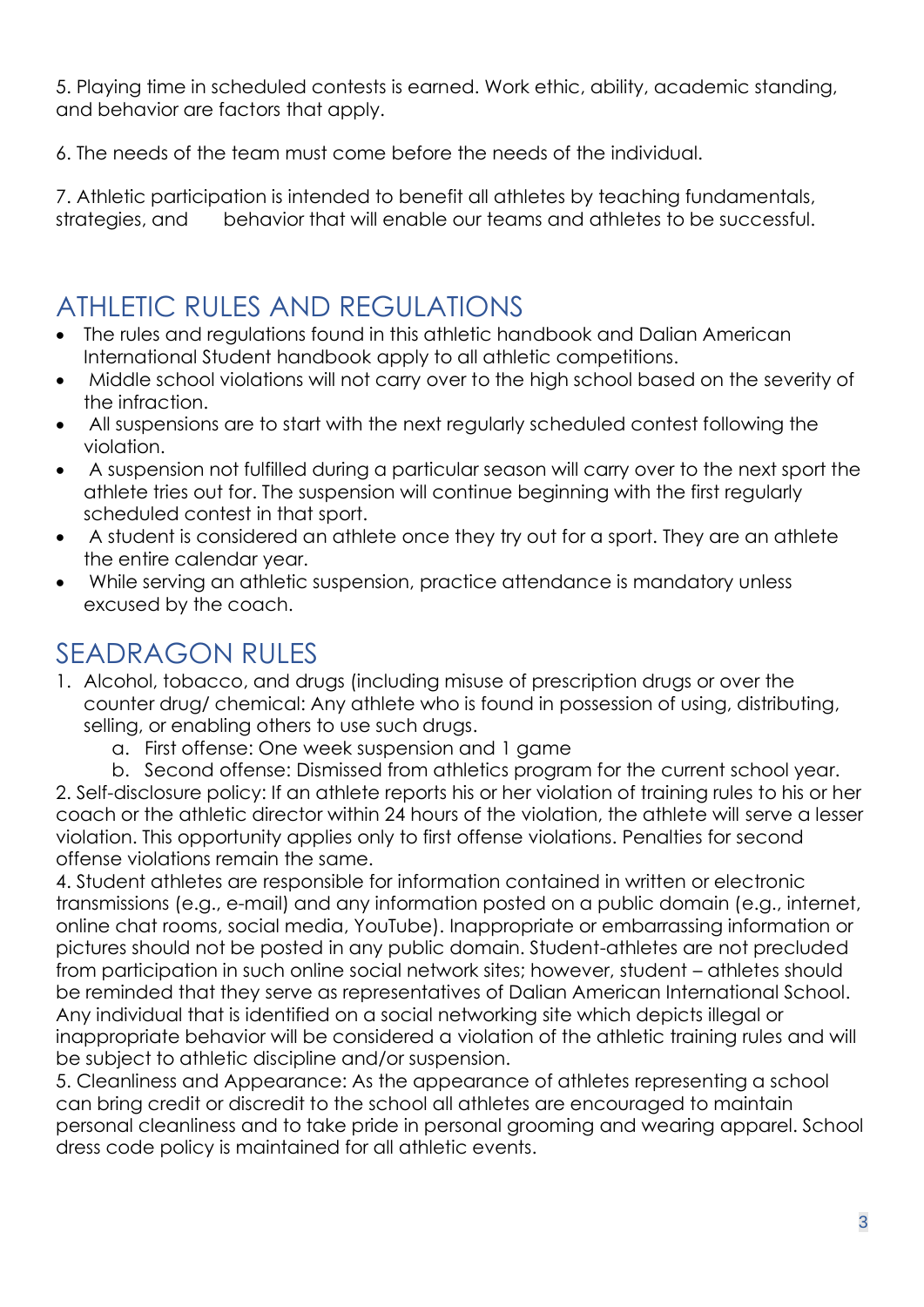5. Playing time in scheduled contests is earned. Work ethic, ability, academic standing, and behavior are factors that apply.

6. The needs of the team must come before the needs of the individual.

7. Athletic participation is intended to benefit all athletes by teaching fundamentals, strategies, and behavior that will enable our teams and athletes to be successful.

## ATHLETIC RULES AND REGULATIONS

- The rules and regulations found in this athletic handbook and Dalian American International Student handbook apply to all athletic competitions.
- Middle school violations will not carry over to the high school based on the severity of the infraction.
- All suspensions are to start with the next regularly scheduled contest following the violation.
- A suspension not fulfilled during a particular season will carry over to the next sport the athlete tries out for. The suspension will continue beginning with the first regularly scheduled contest in that sport.
- A student is considered an athlete once they try out for a sport. They are an athlete the entire calendar year.
- While serving an athletic suspension, practice attendance is mandatory unless excused by the coach.

## SEADRAGON RULES

1. Alcohol, tobacco, and drugs (including misuse of prescription drugs or over the counter drug/ chemical: Any athlete who is found in possession of using, distributing, selling, or enabling others to use such drugs.
    a. First offense: One week suspension and 1 game
    b. Second offense: Dismissed from athletics program for the current school year.

2. Self-disclosure policy: If an athlete reports his or her violation of training rules to his or her coach or the athletic director within 24 hours of the violation, the athlete will serve a lesser violation. This opportunity applies only to first offense violations. Penalties for second offense violations remain the same.

4. Student athletes are responsible for information contained in written or electronic transmissions (e.g., e-mail) and any information posted on a public domain (e.g., internet, online chat rooms, social media, YouTube). Inappropriate or embarrassing information or pictures should not be posted in any public domain. Student-athletes are not precluded from participation in such online social network sites; however, student – athletes should be reminded that they serve as representatives of Dalian American International School. Any individual that is identified on a social networking site which depicts illegal or inappropriate behavior will be considered a violation of the athletic training rules and will be subject to athletic discipline and/or suspension.

5. Cleanliness and Appearance: As the appearance of athletes representing a school can bring credit or discredit to the school all athletes are encouraged to maintain personal cleanliness and to take pride in personal grooming and wearing apparel. School dress code policy is maintained for all athletic events.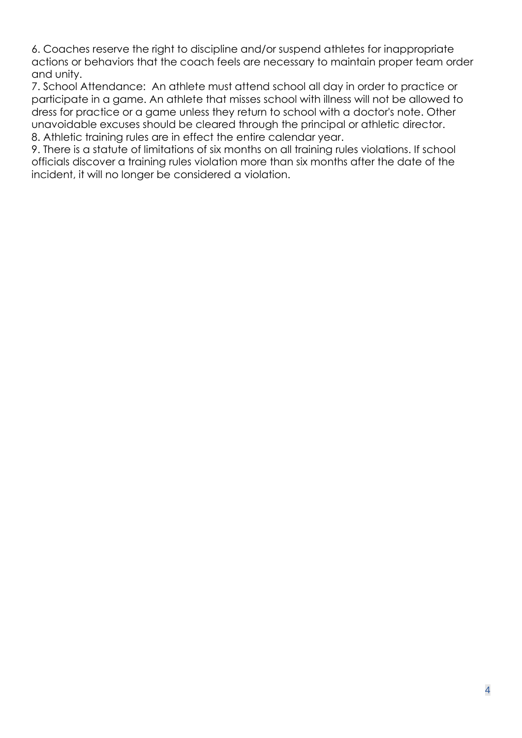6. Coaches reserve the right to discipline and/or suspend athletes for inappropriate actions or behaviors that the coach feels are necessary to maintain proper team order and unity.
7. School Attendance: An athlete must attend school all day in order to practice or participate in a game. An athlete that misses school with illness will not be allowed to dress for practice or a game unless they return to school with a doctor's note. Other unavoidable excuses should be cleared through the principal or athletic director.
8. Athletic training rules are in effect the entire calendar year.
9. There is a statute of limitations of six months on all training rules violations. If school officials discover a training rules violation more than six months after the date of the incident, it will no longer be considered a violation.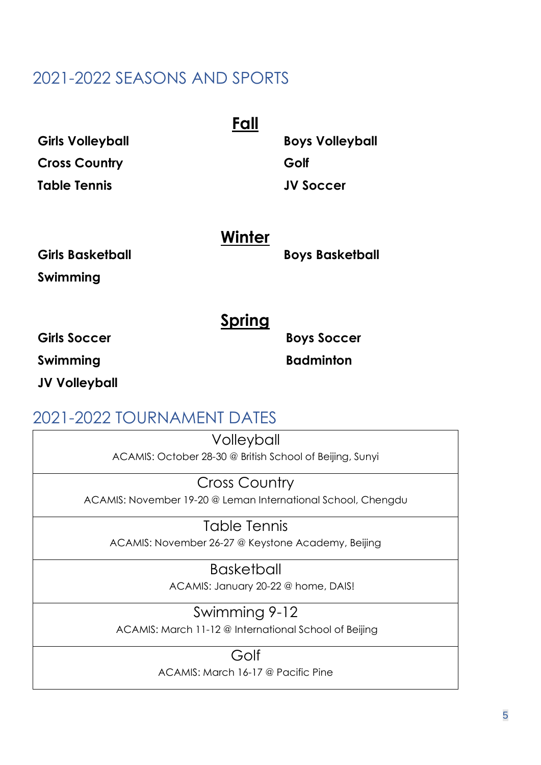## 2021-2022 SEASONS AND SPORTS

### Fall

**Girls Volleyball**

**Cross Country**

**Table Tennis**

**Boys Volleyball**

**Golf**

**JV Soccer**

### Winter

**Girls Basketball**

**Swimming**

**Boys Basketball**

### Spring

**Girls Soccer**

**Swimming**

**JV Volleyball**

**Boys Soccer**

**Badminton**

## 2021-2022 TOURNAMENT DATES

| Volleyball |
|---|
| ACAMIS: October 28-30 @ British School of Beijing, Sunyi |
| Cross Country |
| ACAMIS: November 19-20 @ Leman International School, Chengdu |
| Table Tennis |
| ACAMIS: November 26-27 @ Keystone Academy, Beijing |
| Basketball |
| ACAMIS: January 20-22 @ home, DAIS! |
| Swimming 9-12 |
| ACAMIS: March 11-12 @ International School of Beijing |
| Golf |
| ACAMIS: March 16-17 @ Pacific Pine |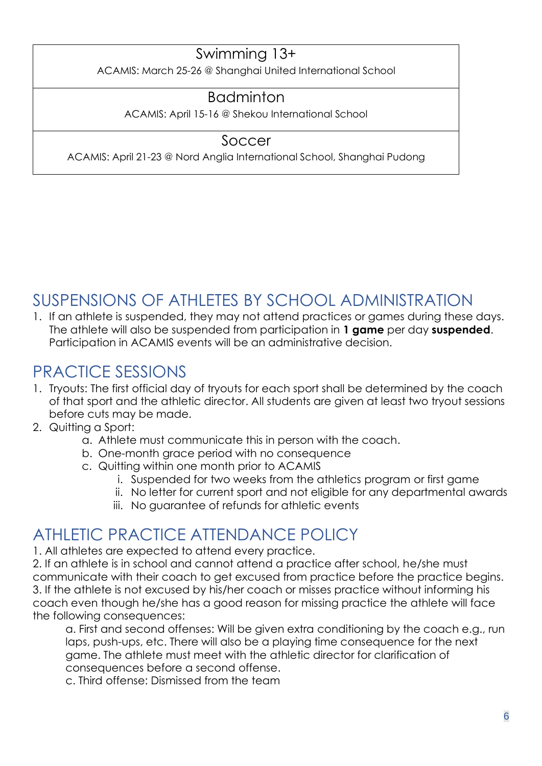| Swimming 13+ |
| --- |
| ACAMIS: March 25-26 @ Shanghai United International School |

| Badminton |
| --- |
| ACAMIS: April 15-16 @ Shekou International School |

| Soccer |
| --- |
| ACAMIS: April 21-23 @ Nord Anglia International School, Shanghai Pudong |

## SUSPENSIONS OF ATHLETES BY SCHOOL ADMINISTRATION

1. If an athlete is suspended, they may not attend practices or games during these days. The athlete will also be suspended from participation in **1 game** per day **suspended**. Participation in ACAMIS events will be an administrative decision.

## PRACTICE SESSIONS

1. Tryouts: The first official day of tryouts for each sport shall be determined by the coach of that sport and the athletic director. All students are given at least two tryout sessions before cuts may be made.
2. Quitting a Sport:
   a. Athlete must communicate this in person with the coach.
   b. One-month grace period with no consequence
   c. Quitting within one month prior to ACAMIS
      i. Suspended for two weeks from the athletics program or first game
      ii. No letter for current sport and not eligible for any departmental awards
      iii. No guarantee of refunds for athletic events

## ATHLETIC PRACTICE ATTENDANCE POLICY

1. All athletes are expected to attend every practice.
2. If an athlete is in school and cannot attend a practice after school, he/she must communicate with their coach to get excused from practice before the practice begins.
3. If the athlete is not excused by his/her coach or misses practice without informing his coach even though he/she has a good reason for missing practice the athlete will face the following consequences:

   a. First and second offenses: Will be given extra conditioning by the coach e.g., run laps, push-ups, etc. There will also be a playing time consequence for the next game. The athlete must meet with the athletic director for clarification of consequences before a second offense.

   c. Third offense: Dismissed from the team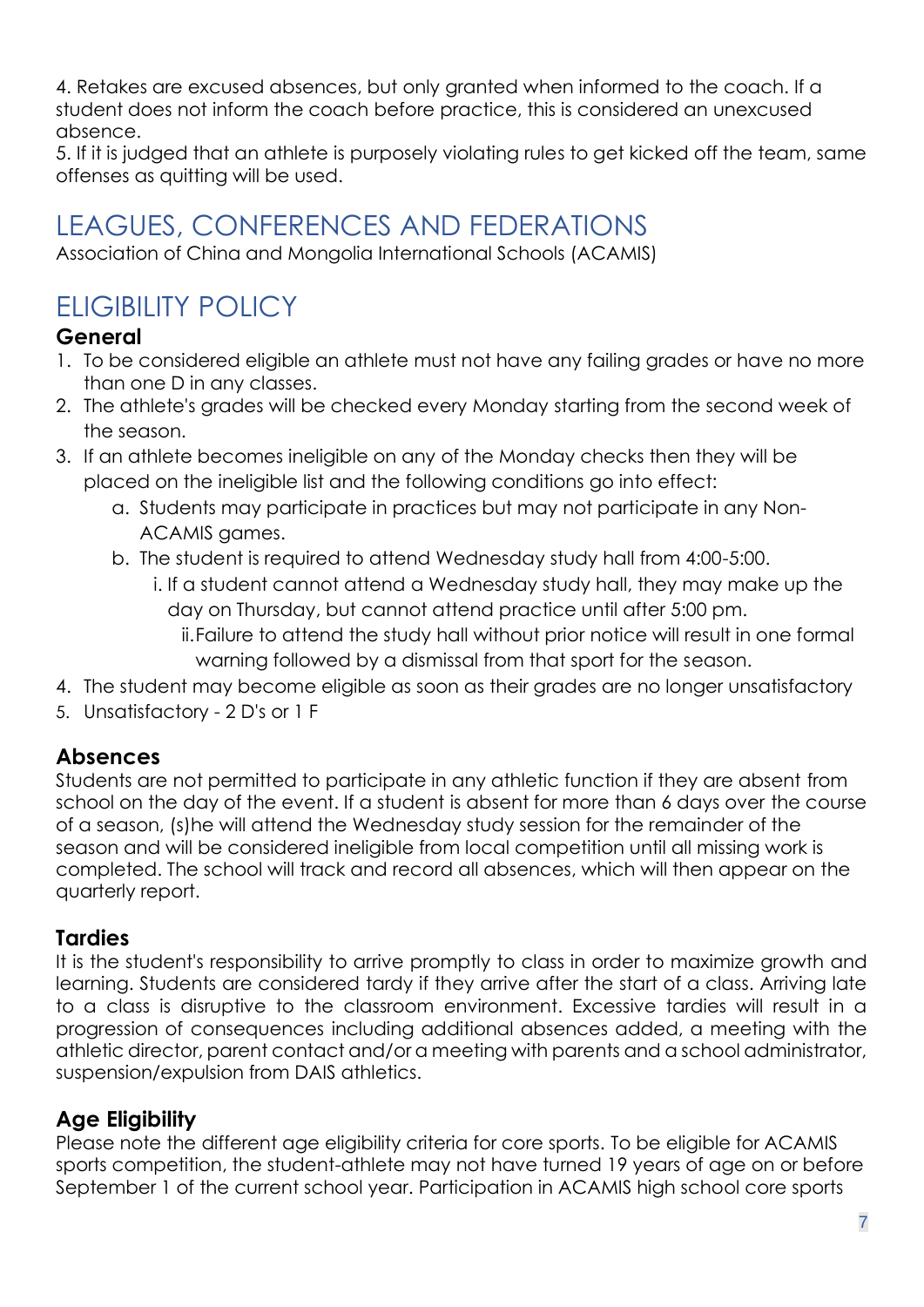4. Retakes are excused absences, but only granted when informed to the coach. If a student does not inform the coach before practice, this is considered an unexcused absence.
5. If it is judged that an athlete is purposely violating rules to get kicked off the team, same offenses as quitting will be used.

## LEAGUES, CONFERENCES AND FEDERATIONS

Association of China and Mongolia International Schools (ACAMIS)

## ELIGIBILITY POLICY

### General

1. To be considered eligible an athlete must not have any failing grades or have no more than one D in any classes.
2. The athlete's grades will be checked every Monday starting from the second week of the season.
3. If an athlete becomes ineligible on any of the Monday checks then they will be placed on the ineligible list and the following conditions go into effect:
   a. Students may participate in practices but may not participate in any Non-ACAMIS games.
   b. The student is required to attend Wednesday study hall from 4:00-5:00.
      i. If a student cannot attend a Wednesday study hall, they may make up the day on Thursday, but cannot attend practice until after 5:00 pm.
      ii. Failure to attend the study hall without prior notice will result in one formal warning followed by a dismissal from that sport for the season.
4. The student may become eligible as soon as their grades are no longer unsatisfactory
5. Unsatisfactory - 2 D's or 1 F

### Absences

Students are not permitted to participate in any athletic function if they are absent from school on the day of the event. If a student is absent for more than 6 days over the course of a season, (s)he will attend the Wednesday study session for the remainder of the season and will be considered ineligible from local competition until all missing work is completed. The school will track and record all absences, which will then appear on the quarterly report.

### Tardies

It is the student's responsibility to arrive promptly to class in order to maximize growth and learning. Students are considered tardy if they arrive after the start of a class. Arriving late to a class is disruptive to the classroom environment. Excessive tardies will result in a progression of consequences including additional absences added, a meeting with the athletic director, parent contact and/or a meeting with parents and a school administrator, suspension/expulsion from DAIS athletics.

### Age Eligibility

Please note the different age eligibility criteria for core sports. To be eligible for ACAMIS sports competition, the student-athlete may not have turned 19 years of age on or before September 1 of the current school year. Participation in ACAMIS high school core sports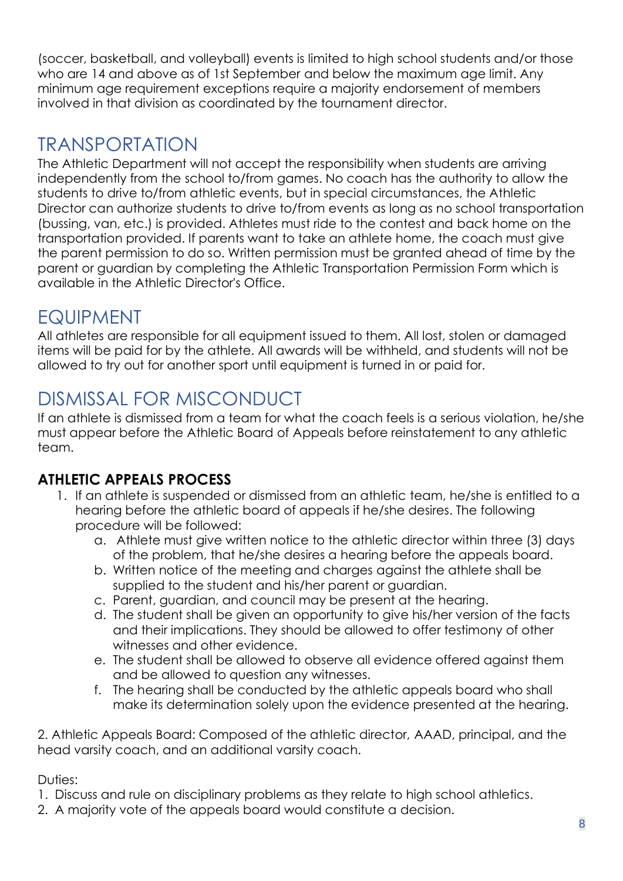(soccer, basketball, and volleyball) events is limited to high school students and/or those who are 14 and above as of 1st September and below the maximum age limit. Any minimum age requirement exceptions require a majority endorsement of members involved in that division as coordinated by the tournament director.

## TRANSPORTATION

The Athletic Department will not accept the responsibility when students are arriving independently from the school to/from games. No coach has the authority to allow the students to drive to/from athletic events, but in special circumstances, the Athletic Director can authorize students to drive to/from events as long as no school transportation (bussing, van, etc.) is provided. Athletes must ride to the contest and back home on the transportation provided. If parents want to take an athlete home, the coach must give the parent permission to do so. Written permission must be granted ahead of time by the parent or guardian by completing the Athletic Transportation Permission Form which is available in the Athletic Director's Office.

## EQUIPMENT

All athletes are responsible for all equipment issued to them. All lost, stolen or damaged items will be paid for by the athlete. All awards will be withheld, and students will not be allowed to try out for another sport until equipment is turned in or paid for.

## DISMISSAL FOR MISCONDUCT

If an athlete is dismissed from a team for what the coach feels is a serious violation, he/she must appear before the Athletic Board of Appeals before reinstatement to any athletic team.

### ATHLETIC APPEALS PROCESS

1. If an athlete is suspended or dismissed from an athletic team, he/she is entitled to a hearing before the athletic board of appeals if he/she desires. The following procedure will be followed:
    a. Athlete must give written notice to the athletic director within three (3) days of the problem, that he/she desires a hearing before the appeals board.
    b. Written notice of the meeting and charges against the athlete shall be supplied to the student and his/her parent or guardian.
    c. Parent, guardian, and council may be present at the hearing.
    d. The student shall be given an opportunity to give his/her version of the facts and their implications. They should be allowed to offer testimony of other witnesses and other evidence.
    e. The student shall be allowed to observe all evidence offered against them and be allowed to question any witnesses.
    f. The hearing shall be conducted by the athletic appeals board who shall make its determination solely upon the evidence presented at the hearing.

2. Athletic Appeals Board: Composed of the athletic director, AAAD, principal, and the head varsity coach, and an additional varsity coach.

Duties:

1. Discuss and rule on disciplinary problems as they relate to high school athletics.
2. A majority vote of the appeals board would constitute a decision.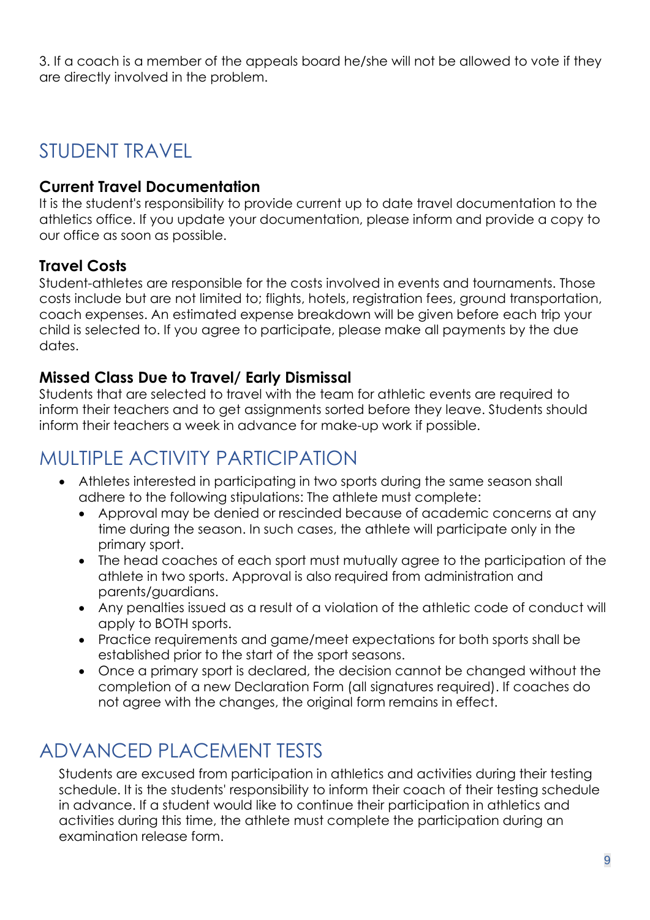3. If a coach is a member of the appeals board he/she will not be allowed to vote if they are directly involved in the problem.

## STUDENT TRAVEL

### Current Travel Documentation

It is the student's responsibility to provide current up to date travel documentation to the athletics office. If you update your documentation, please inform and provide a copy to our office as soon as possible.

### Travel Costs

Student-athletes are responsible for the costs involved in events and tournaments. Those costs include but are not limited to; flights, hotels, registration fees, ground transportation, coach expenses. An estimated expense breakdown will be given before each trip your child is selected to. If you agree to participate, please make all payments by the due dates.

### Missed Class Due to Travel/ Early Dismissal

Students that are selected to travel with the team for athletic events are required to inform their teachers and to get assignments sorted before they leave. Students should inform their teachers a week in advance for make-up work if possible.

## MULTIPLE ACTIVITY PARTICIPATION

- Athletes interested in participating in two sports during the same season shall adhere to the following stipulations: The athlete must complete:
  - Approval may be denied or rescinded because of academic concerns at any time during the season. In such cases, the athlete will participate only in the primary sport.
  - The head coaches of each sport must mutually agree to the participation of the athlete in two sports. Approval is also required from administration and parents/guardians.
  - Any penalties issued as a result of a violation of the athletic code of conduct will apply to BOTH sports.
  - Practice requirements and game/meet expectations for both sports shall be established prior to the start of the sport seasons.
  - Once a primary sport is declared, the decision cannot be changed without the completion of a new Declaration Form (all signatures required). If coaches do not agree with the changes, the original form remains in effect.

## ADVANCED PLACEMENT TESTS

Students are excused from participation in athletics and activities during their testing schedule. It is the students' responsibility to inform their coach of their testing schedule in advance. If a student would like to continue their participation in athletics and activities during this time, the athlete must complete the participation during an examination release form.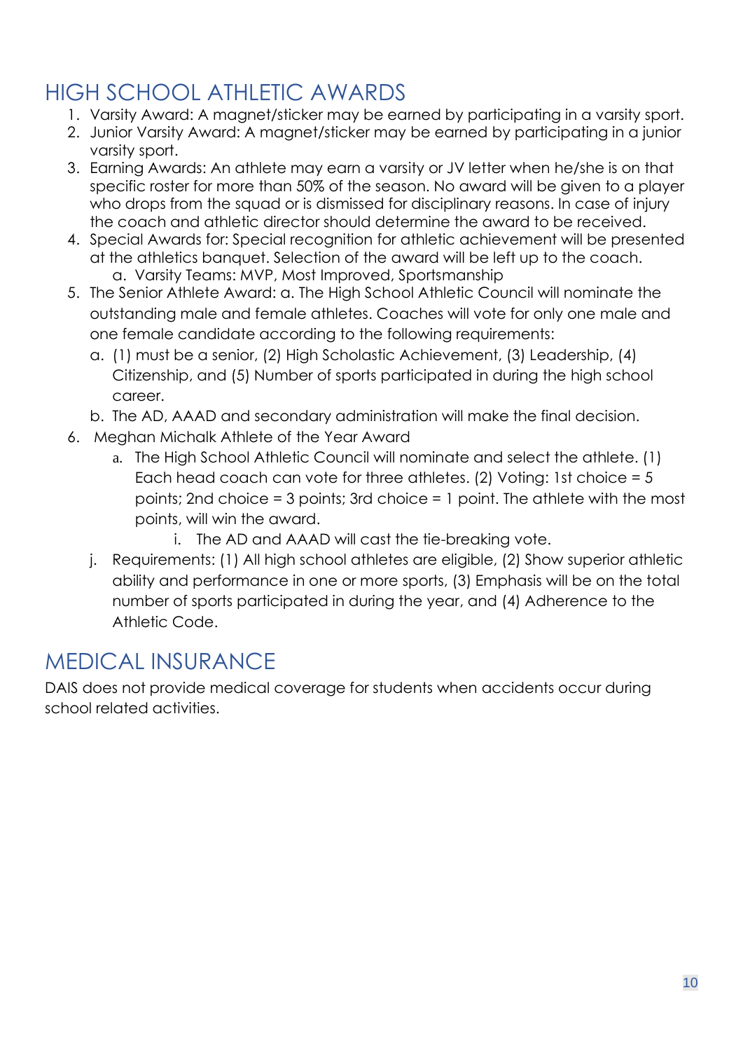## HIGH SCHOOL ATHLETIC AWARDS

1. Varsity Award: A magnet/sticker may be earned by participating in a varsity sport.
2. Junior Varsity Award: A magnet/sticker may be earned by participating in a junior varsity sport.
3. Earning Awards: An athlete may earn a varsity or JV letter when he/she is on that specific roster for more than 50% of the season. No award will be given to a player who drops from the squad or is dismissed for disciplinary reasons. In case of injury the coach and athletic director should determine the award to be received.
4. Special Awards for: Special recognition for athletic achievement will be presented at the athletics banquet. Selection of the award will be left up to the coach.
    a. Varsity Teams: MVP, Most Improved, Sportsmanship
5. The Senior Athlete Award: a. The High School Athletic Council will nominate the outstanding male and female athletes. Coaches will vote for only one male and one female candidate according to the following requirements:
    a. (1) must be a senior, (2) High Scholastic Achievement, (3) Leadership, (4) Citizenship, and (5) Number of sports participated in during the high school career.
    b. The AD, AAAD and secondary administration will make the final decision.
6. Meghan Michalk Athlete of the Year Award
    a. The High School Athletic Council will nominate and select the athlete. (1) Each head coach can vote for three athletes. (2) Voting: 1st choice = 5 points; 2nd choice = 3 points; 3rd choice = 1 point. The athlete with the most points, will win the award.
        i. The AD and AAAD will cast the tie-breaking vote.
    j. Requirements: (1) All high school athletes are eligible, (2) Show superior athletic ability and performance in one or more sports, (3) Emphasis will be on the total number of sports participated in during the year, and (4) Adherence to the Athletic Code.

## MEDICAL INSURANCE

DAIS does not provide medical coverage for students when accidents occur during school related activities.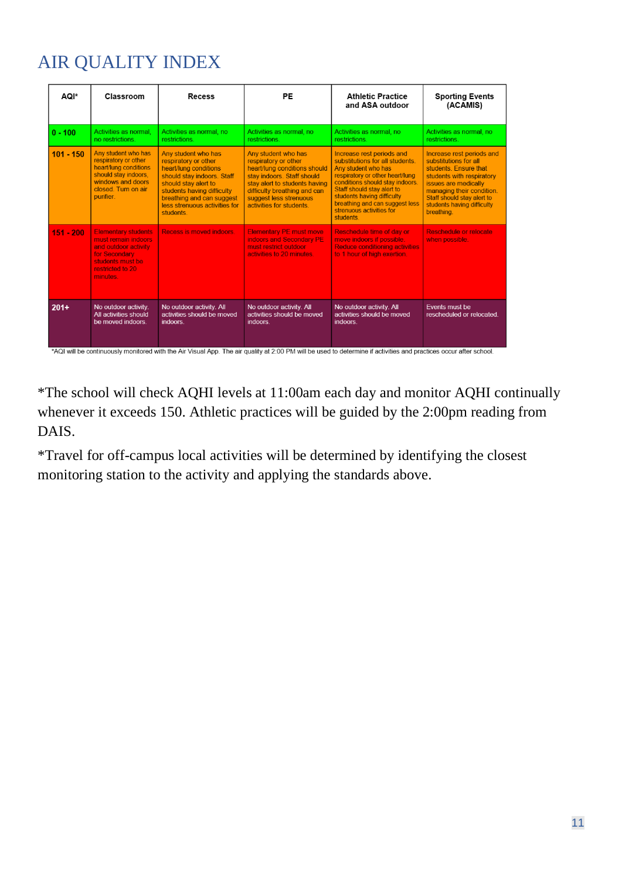# AIR QUALITY INDEX

| AQI* | Classroom | Recess | PE | Athletic Practice and ASA outdoor | Sporting Events (ACAMIS) |
|---|---|---|---|---|---|
| **0 - 100** | Activities as normal, no restrictions. | Activities as normal, no restrictions. | Activities as normal, no restrictions. | Activities as normal, no restrictions. | Activities as normal, no restrictions. |
| **101 - 150** | Any student who has respiratory or other heart/lung conditions should stay indoors, windows and doors closed. Turn on air purifier. | Any student who has respiratory or other heart/lung conditions should stay indoors. Staff should stay alert to students having difficulty breathing and can suggest less strenuous activities for students. | Any student who has respiratory or other heart/lung conditions should stay indoors. Staff should stay alert to students having difficulty breathing and can suggest less strenuous activities for students. | Increase rest periods and substitutions for all students. Any student who has respiratory or other heart/lung conditions should stay indoors. Staff should stay alert to students having difficulty breathing and can suggest less strenuous activities for students. | Increase rest periods and substitutions for all students. Ensure that students with respiratory issues are medically managing their condition. Staff should stay alert to students having difficulty breathing. |
| **151 - 200** | Elementary students must remain indoors and outdoor activity for Secondary students must be restricted to 20 minutes. | Recess is moved indoors. | Elementary PE must move indoors and Secondary PE must restrict outdoor activities to 20 minutes. | Reschedule time of day or move indoors if possible. Reduce conditioning activities to 1 hour of high exertion. | Reschedule or relocate when possible. |
| **201+** | No outdoor activity. All activities should be moved indoors. | No outdoor activity. All activities should be moved indoors. | No outdoor activity. All activities should be moved indoors. | No outdoor activity. All activities should be moved indoors. | Events must be rescheduled or relocated. |

*AQI will be continuously monitored with the Air Visual App. The air quality at 2:00 PM will be used to determine if activities and practices occur after school.

*The school will check AQHI levels at 11:00am each day and monitor AQHI continually whenever it exceeds 150. Athletic practices will be guided by the 2:00pm reading from DAIS.

*Travel for off-campus local activities will be determined by identifying the closest monitoring station to the activity and applying the standards above.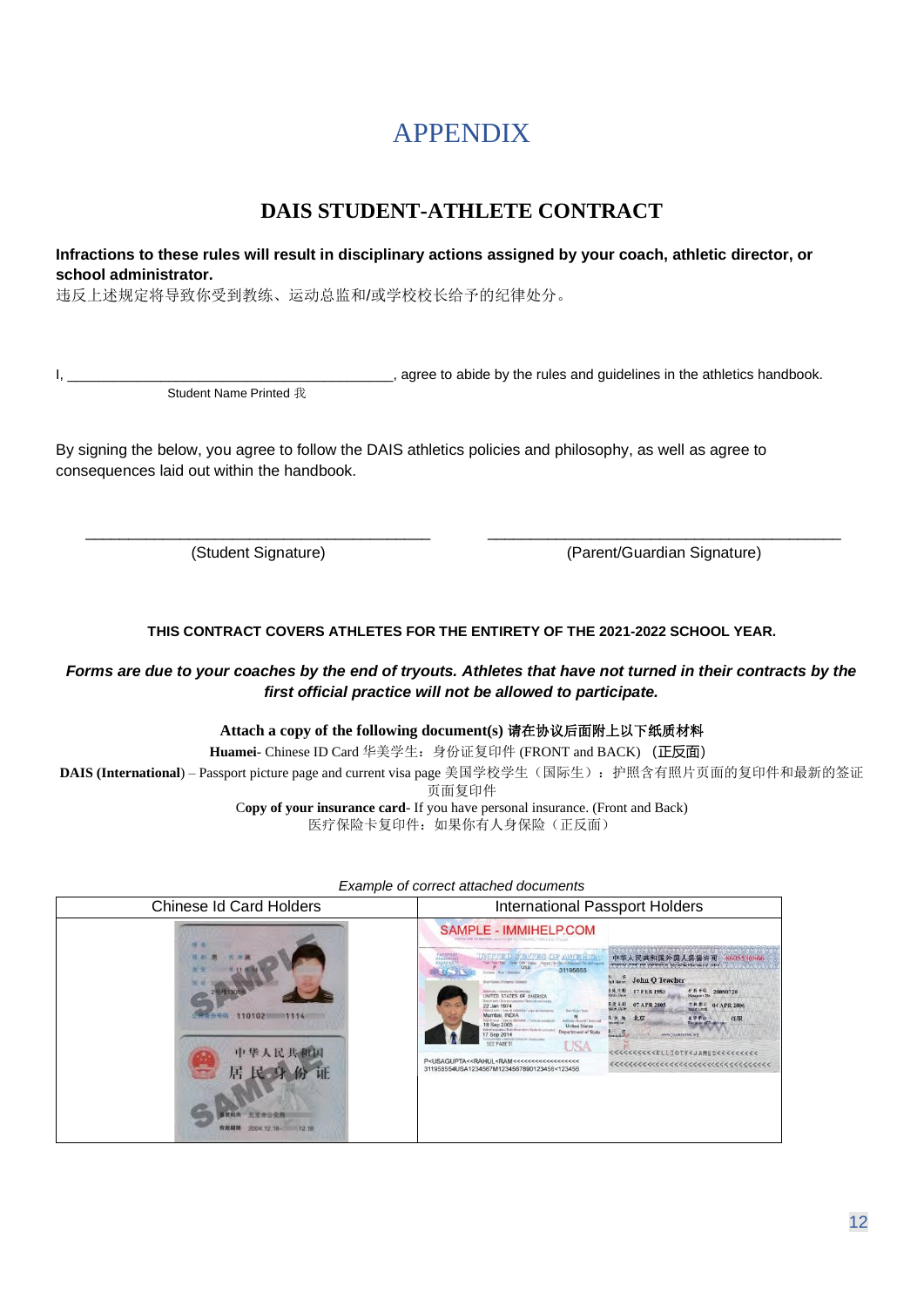# APPENDIX

## DAIS STUDENT-ATHLETE CONTRACT

**Infractions to these rules will result in disciplinary actions assigned by your coach, athletic director, or school administrator.**
违反上述规定将导致你受到教练、运动总监和/或学校校长给予的纪律处分。

I, ________________________________________, agree to abide by the rules and guidelines in the athletics handbook.
Student Name Printed 我

By signing the below, you agree to follow the DAIS athletics policies and philosophy, as well as agree to consequences laid out within the handbook.

| ________________________________________ | ________________________________________ |
|---|---|
| (Student Signature) | (Parent/Guardian Signature) |

**THIS CONTRACT COVERS ATHLETES FOR THE ENTIRETY OF THE 2021-2022 SCHOOL YEAR.**

***Forms are due to your coaches by the end of tryouts. Athletes that have not turned in their contracts by the first official practice will not be allowed to participate.***

**Attach a copy of the following document(s) 请在协议后面附上以下纸质材料**

**Huamei**- Chinese ID Card 华美学生：身份证复印件 (FRONT and BACK) （正反面）

**DAIS (International)** – Passport picture page and current visa page 美国学校学生（国际生）：护照含有照片页面的复印件和最新的签证页面复印件

**Copy of your insurance card**- If you have personal insurance. (Front and Back)
医疗保险卡复印件：如果你有人身保险（正反面）

*Example of correct attached documents*

| Chinese Id Card Holders | International Passport Holders |
|---|---|
| | |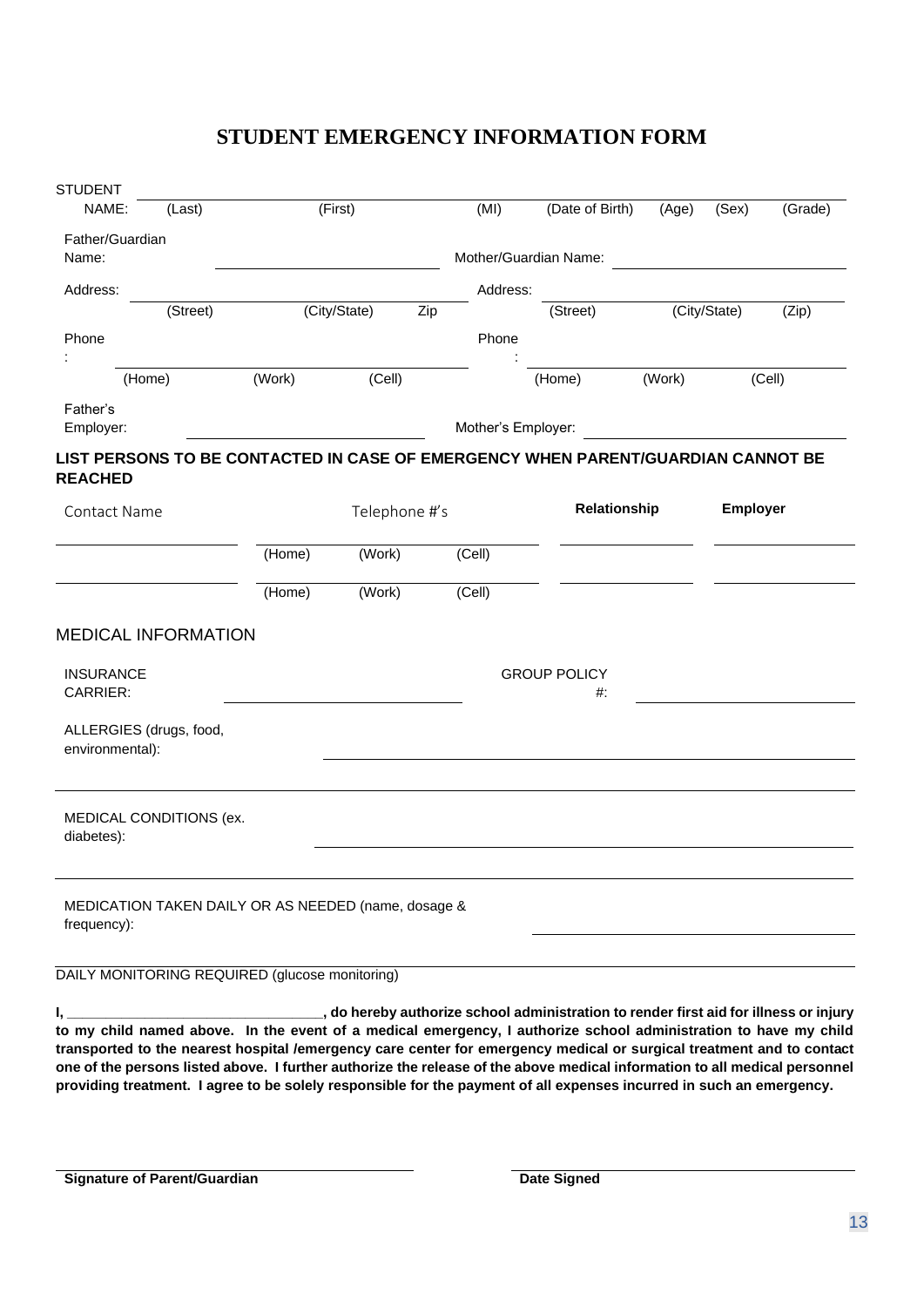# STUDENT EMERGENCY INFORMATION FORM

STUDENT NAME: ____________________________________________________________
(Last) (First) (MI) (Date of Birth) (Age) (Sex) (Grade)

Father/Guardian Name: ______________________ Mother/Guardian Name: ______________________

Address: ______________________ Address: ______________________
(Street) (City/State) Zip (Street) (City/State) (Zip)

Phone: ______________________ Phone: ______________________
(Home) (Work) (Cell) (Home) (Work) (Cell)

Father's Employer: ______________________ Mother's Employer: ______________________

**LIST PERSONS TO BE CONTACTED IN CASE OF EMERGENCY WHEN PARENT/GUARDIAN CANNOT BE REACHED**

| Contact Name | Telephone #'s | **Relationship** | **Employer** |
|---|---|---|---|
| | (Home) (Work) (Cell) | | |
| | (Home) (Work) (Cell) | | |

MEDICAL INFORMATION

INSURANCE CARRIER: ______________________ GROUP POLICY #: ______________________

ALLERGIES (drugs, food, environmental): ______________________

MEDICAL CONDITIONS (ex. diabetes): ______________________

MEDICATION TAKEN DAILY OR AS NEEDED (name, dosage & frequency): ______________________

DAILY MONITORING REQUIRED (glucose monitoring)

**I, ________________________________, do hereby authorize school administration to render first aid for illness or injury to my child named above. In the event of a medical emergency, I authorize school administration to have my child transported to the nearest hospital /emergency care center for emergency medical or surgical treatment and to contact one of the persons listed above. I further authorize the release of the above medical information to all medical personnel providing treatment. I agree to be solely responsible for the payment of all expenses incurred in such an emergency.**

______________________ ______________________
**Signature of Parent/Guardian** **Date Signed**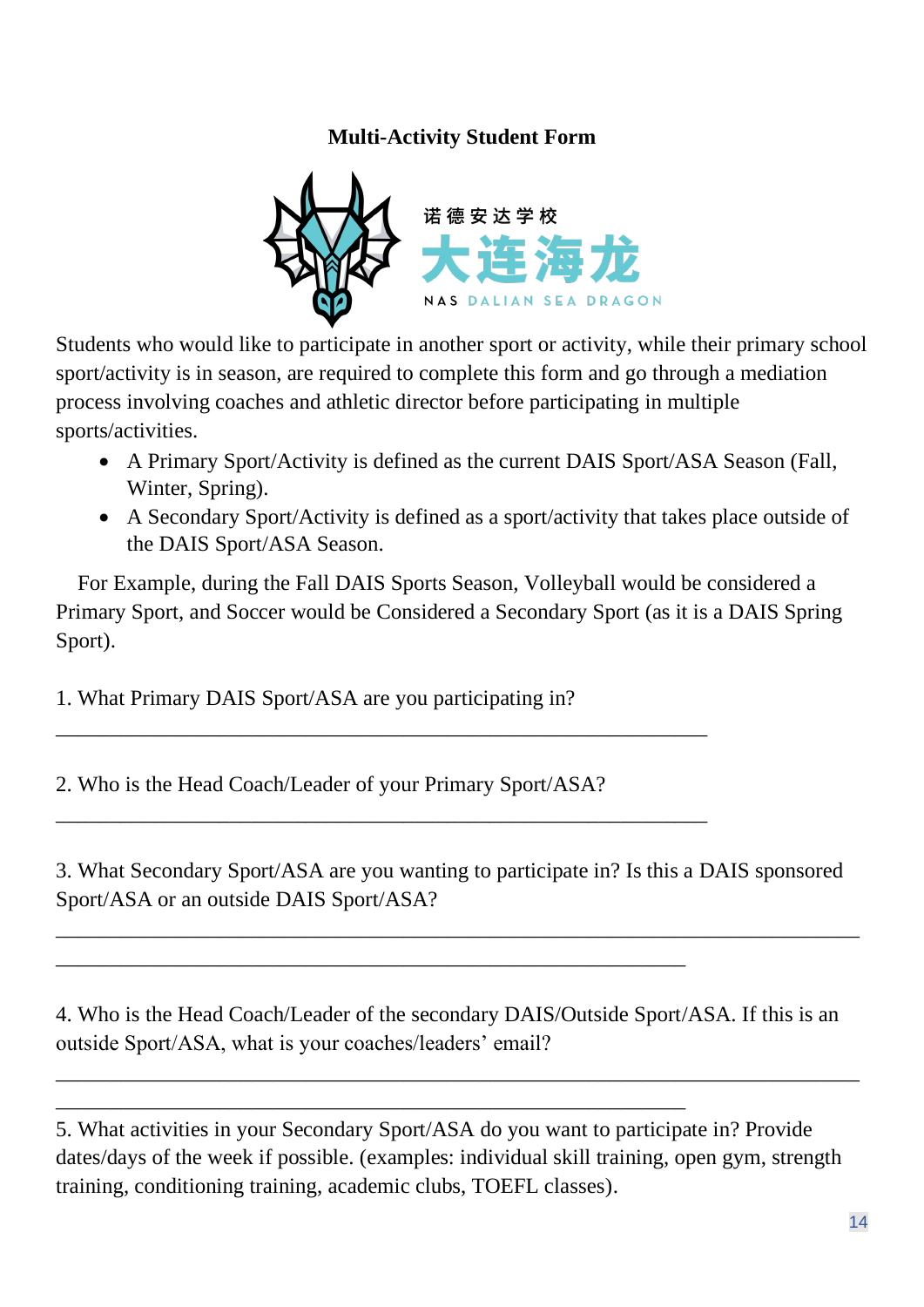**Multi-Activity Student Form**

诺德安达学校

大连海龙

NAS DALIAN SEA DRAGON

Students who would like to participate in another sport or activity, while their primary school sport/activity is in season, are required to complete this form and go through a mediation process involving coaches and athletic director before participating in multiple sports/activities.

- A Primary Sport/Activity is defined as the current DAIS Sport/ASA Season (Fall, Winter, Spring).
- A Secondary Sport/Activity is defined as a sport/activity that takes place outside of the DAIS Sport/ASA Season.

For Example, during the Fall DAIS Sports Season, Volleyball would be considered a Primary Sport, and Soccer would be Considered a Secondary Sport (as it is a DAIS Spring Sport).

1. What Primary DAIS Sport/ASA are you participating in?

\_\_\_\_\_\_\_\_\_\_\_\_\_\_\_\_\_\_\_\_\_\_\_\_\_\_\_\_\_\_\_\_\_\_\_\_\_\_\_\_\_\_\_\_\_\_\_\_\_\_\_\_\_\_\_\_\_\_\_\_

2. Who is the Head Coach/Leader of your Primary Sport/ASA?

\_\_\_\_\_\_\_\_\_\_\_\_\_\_\_\_\_\_\_\_\_\_\_\_\_\_\_\_\_\_\_\_\_\_\_\_\_\_\_\_\_\_\_\_\_\_\_\_\_\_\_\_\_\_\_\_\_\_\_\_

3. What Secondary Sport/ASA are you wanting to participate in? Is this a DAIS sponsored Sport/ASA or an outside DAIS Sport/ASA?

\_\_\_\_\_\_\_\_\_\_\_\_\_\_\_\_\_\_\_\_\_\_\_\_\_\_\_\_\_\_\_\_\_\_\_\_\_\_\_\_\_\_\_\_\_\_\_\_\_\_\_\_\_\_\_\_\_\_\_\_\_\_\_\_\_\_\_\_\_\_\_\_\_\_

\_\_\_\_\_\_\_\_\_\_\_\_\_\_\_\_\_\_\_\_\_\_\_\_\_\_\_\_\_\_\_\_\_\_\_\_\_\_\_\_\_\_\_\_\_\_\_\_\_\_\_\_\_\_\_\_\_\_

4. Who is the Head Coach/Leader of the secondary DAIS/Outside Sport/ASA. If this is an outside Sport/ASA, what is your coaches/leaders' email?

\_\_\_\_\_\_\_\_\_\_\_\_\_\_\_\_\_\_\_\_\_\_\_\_\_\_\_\_\_\_\_\_\_\_\_\_\_\_\_\_\_\_\_\_\_\_\_\_\_\_\_\_\_\_\_\_\_\_\_\_\_\_\_\_\_\_\_\_\_\_\_\_\_\_

\_\_\_\_\_\_\_\_\_\_\_\_\_\_\_\_\_\_\_\_\_\_\_\_\_\_\_\_\_\_\_\_\_\_\_\_\_\_\_\_\_\_\_\_\_\_\_\_\_\_\_\_\_\_\_\_\_\_

5. What activities in your Secondary Sport/ASA do you want to participate in? Provide dates/days of the week if possible. (examples: individual skill training, open gym, strength training, conditioning training, academic clubs, TOEFL classes).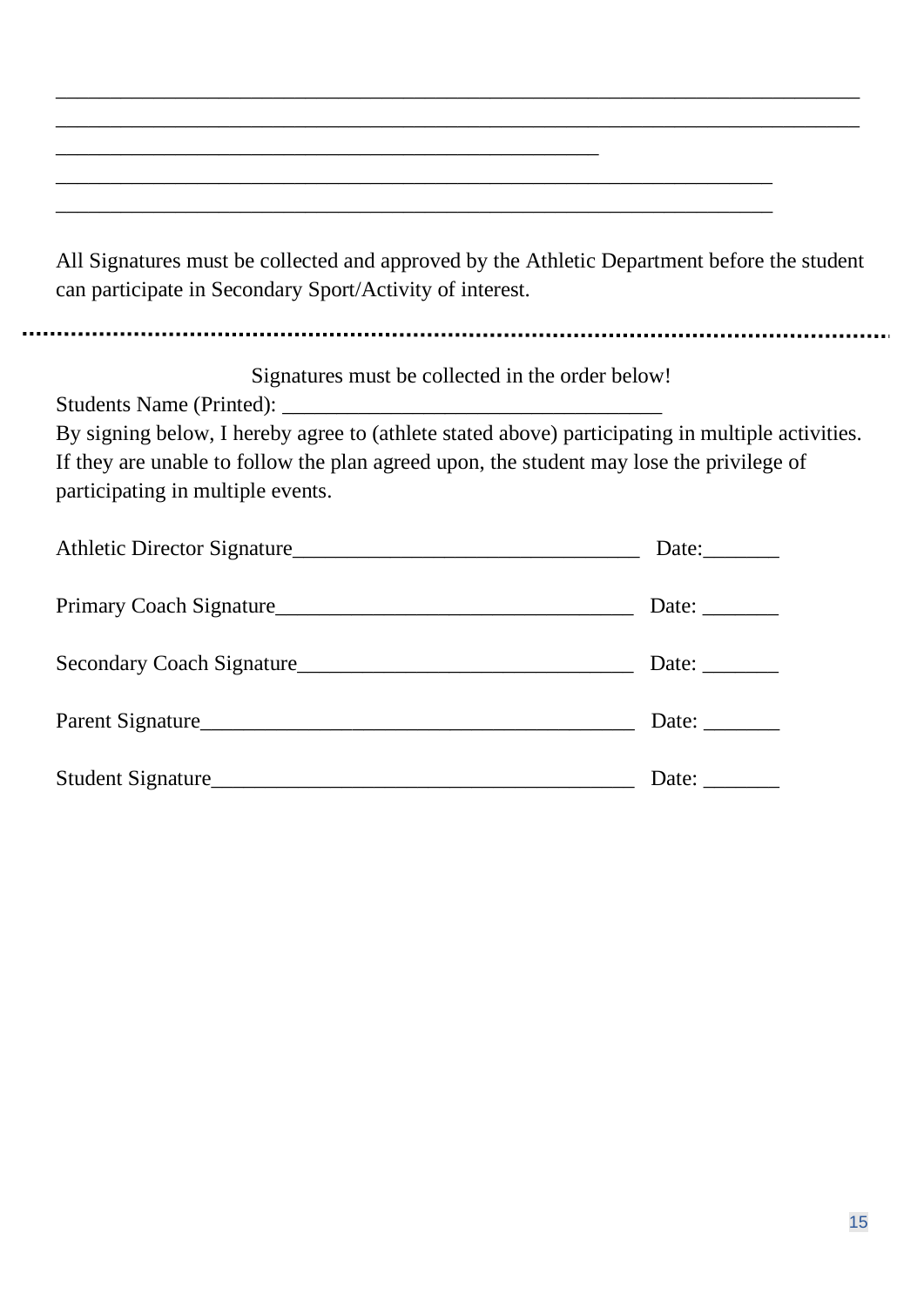\_\_\_\_\_\_\_\_\_\_\_\_\_\_\_\_\_\_\_\_\_\_\_\_\_\_\_\_\_\_\_\_\_\_\_\_\_\_\_\_\_\_\_\_\_\_\_\_\_\_\_\_\_\_\_\_\_\_\_\_\_\_\_\_\_\_\_\_\_\_

\_\_\_\_\_\_\_\_\_\_\_\_\_\_\_\_\_\_\_\_\_\_\_\_\_\_\_\_\_\_\_\_\_\_\_\_\_\_\_\_\_\_\_\_\_\_\_\_\_\_\_\_\_\_\_\_\_\_\_\_\_\_\_\_\_\_\_\_\_\_

\_\_\_\_\_\_\_\_\_\_\_\_\_\_\_\_\_\_\_\_\_\_\_\_\_\_\_\_\_\_\_\_\_\_\_\_\_\_\_\_\_\_\_\_\_\_\_\_

\_\_\_\_\_\_\_\_\_\_\_\_\_\_\_\_\_\_\_\_\_\_\_\_\_\_\_\_\_\_\_\_\_\_\_\_\_\_\_\_\_\_\_\_\_\_\_\_\_\_\_\_\_\_\_\_\_\_\_\_\_\_

\_\_\_\_\_\_\_\_\_\_\_\_\_\_\_\_\_\_\_\_\_\_\_\_\_\_\_\_\_\_\_\_\_\_\_\_\_\_\_\_\_\_\_\_\_\_\_\_\_\_\_\_\_\_\_\_\_\_\_\_\_\_

All Signatures must be collected and approved by the Athletic Department before the student can participate in Secondary Sport/Activity of interest.

---

Signatures must be collected in the order below!

Students Name (Printed): \_\_\_\_\_\_\_\_\_\_\_\_\_\_\_\_\_\_\_\_\_\_\_\_\_\_\_\_\_\_\_\_\_\_\_

By signing below, I hereby agree to (athlete stated above) participating in multiple activities. If they are unable to follow the plan agreed upon, the student may lose the privilege of participating in multiple events.

Athletic Director Signature\_\_\_\_\_\_\_\_\_\_\_\_\_\_\_\_\_\_\_\_\_\_\_\_\_\_\_\_\_\_\_\_ Date:\_\_\_\_\_\_\_

Primary Coach Signature\_\_\_\_\_\_\_\_\_\_\_\_\_\_\_\_\_\_\_\_\_\_\_\_\_\_\_\_\_\_\_\_\_ Date: \_\_\_\_\_\_\_

Secondary Coach Signature\_\_\_\_\_\_\_\_\_\_\_\_\_\_\_\_\_\_\_\_\_\_\_\_\_\_\_\_\_\_\_ Date: \_\_\_\_\_\_\_

Parent Signature\_\_\_\_\_\_\_\_\_\_\_\_\_\_\_\_\_\_\_\_\_\_\_\_\_\_\_\_\_\_\_\_\_\_\_\_\_\_\_\_ Date: \_\_\_\_\_\_\_

Student Signature\_\_\_\_\_\_\_\_\_\_\_\_\_\_\_\_\_\_\_\_\_\_\_\_\_\_\_\_\_\_\_\_\_\_\_\_\_\_\_ Date: \_\_\_\_\_\_\_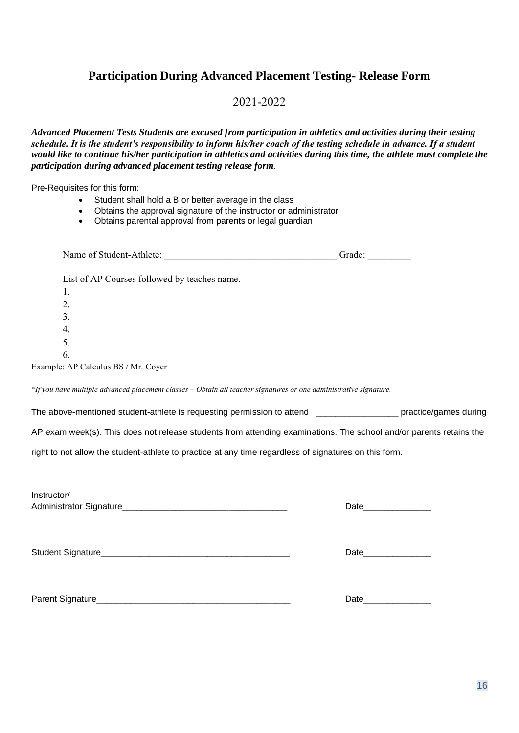# Participation During Advanced Placement Testing- Release Form

2021-2022

***Advanced Placement Tests Students are excused from participation in athletics and activities during their testing schedule. It is the student's responsibility to inform his/her coach of the testing schedule in advance. If a student would like to continue his/her participation in athletics and activities during this time, the athlete must complete the participation during advanced placement testing release form*.**

Pre-Requisites for this form:

- Student shall hold a B or better average in the class
- Obtains the approval signature of the instructor or administrator
- Obtains parental approval from parents or legal guardian

Name of Student-Athlete: ___________________________________ Grade: _________

List of AP Courses followed by teaches name.

1.
2.
3.
4.
5.
6.

Example: AP Calculus BS / Mr. Coyer

*\*If you have multiple advanced placement classes – Obtain all teacher signatures or one administrative signature.*

The above-mentioned student-athlete is requesting permission to attend _________________ practice/games during AP exam week(s). This does not release students from attending examinations. The school and/or parents retains the right to not allow the student-athlete to practice at any time regardless of signatures on this form.

Instructor/
Administrator Signature__________________________________ Date______________

Student Signature________________________________________ Date______________

Parent Signature_________________________________________ Date______________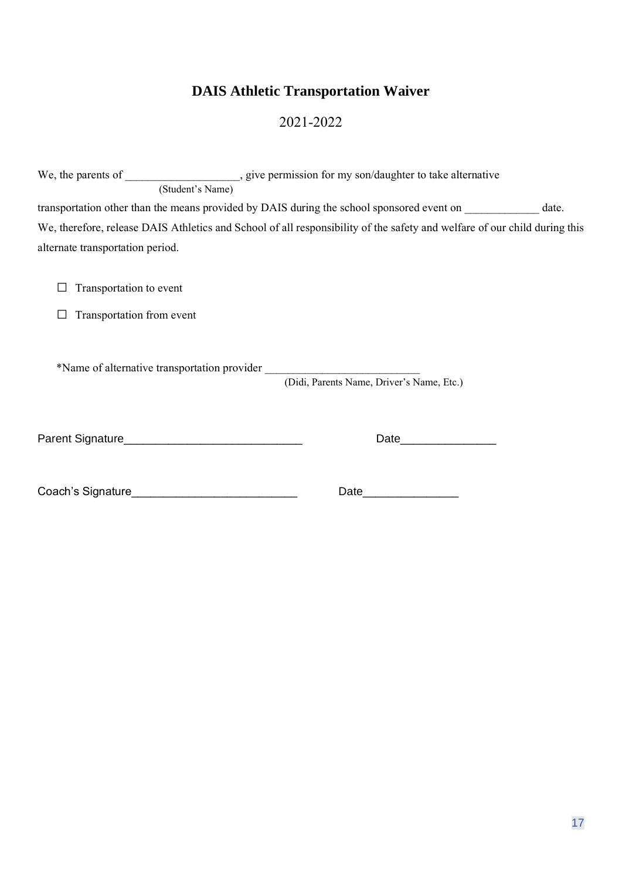# DAIS Athletic Transportation Waiver

2021-2022

We, the parents of ____________________, give permission for my son/daughter to take alternative
(Student's Name)
transportation other than the means provided by DAIS during the school sponsored event on _____________ date. We, therefore, release DAIS Athletics and School of all responsibility of the safety and welfare of our child during this alternate transportation period.

- ☐ Transportation to event
- ☐ Transportation from event

*Name of alternative transportation provider ___________________________
(Didi, Parents Name, Driver's Name, Etc.)

Parent Signature____________________________ Date_______________

Coach's Signature__________________________ Date_______________